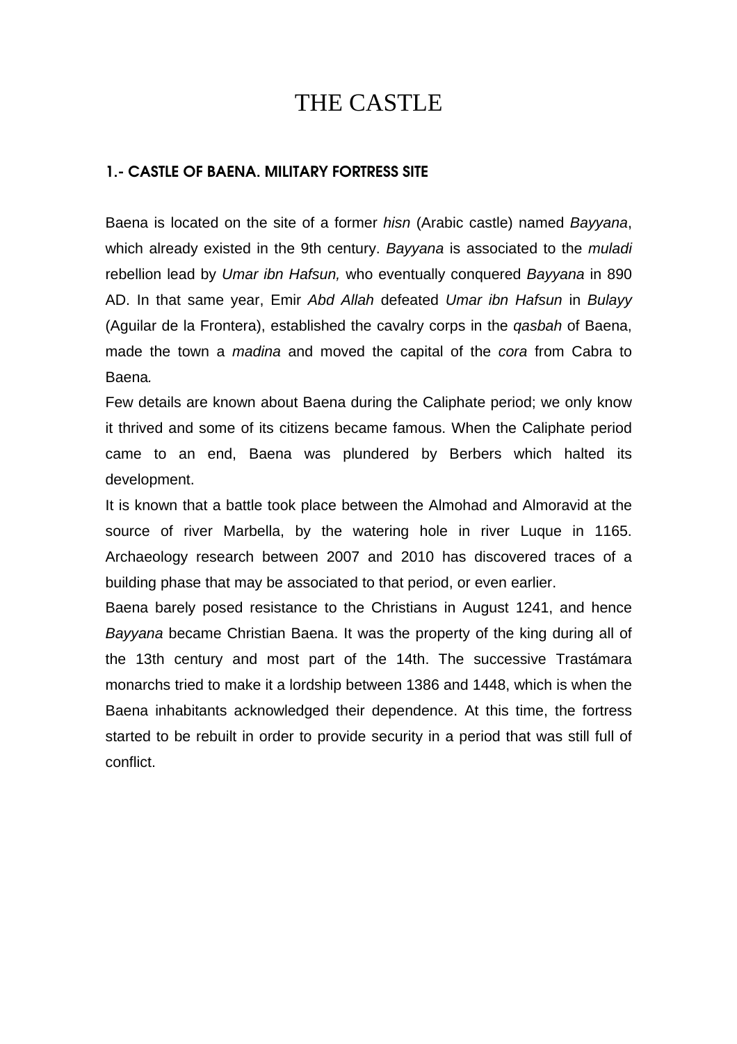# THE CASTLE

## 1.- CASTLE OF BAENA. MILITARY FORTRESS SITE

Baena is located on the site of a former *hisn* (Arabic castle) named *Bayyana*, which already existed in the 9th century. *Bayyana* is associated to the *muladi* rebellion lead by *Umar ibn Hafsun,* who eventually conquered *Bayyana* in 890 AD. In that same year, Emir *Abd Allah* defeated *Umar ibn Hafsun* in *Bulayy* (Aguilar de la Frontera), established the cavalry corps in the *qasbah* of Baena, made the town a *madina* and moved the capital of the *cora* from Cabra to Baena.

Few details are known about Baena during the Caliphate period; we only know it thrived and some of its citizens became famous. When the Caliphate period came to an end, Baena was plundered by Berbers which halted its development.

It is known that a battle took place between the Almohad and Almoravid at the source of river Marbella, by the watering hole in river Luque in 1165. Archaeology research between 2007 and 2010 has discovered traces of a building phase that may be associated to that period, or even earlier.

Baena barely posed resistance to the Christians in August 1241, and hence *Bayyana* became Christian Baena. It was the property of the king during all of the 13th century and most part of the 14th. The successive Trastámara monarchs tried to make it a lordship between 1386 and 1448, which is when the Baena inhabitants acknowledged their dependence. At this time, the fortress started to be rebuilt in order to provide security in a period that was still full of conflict.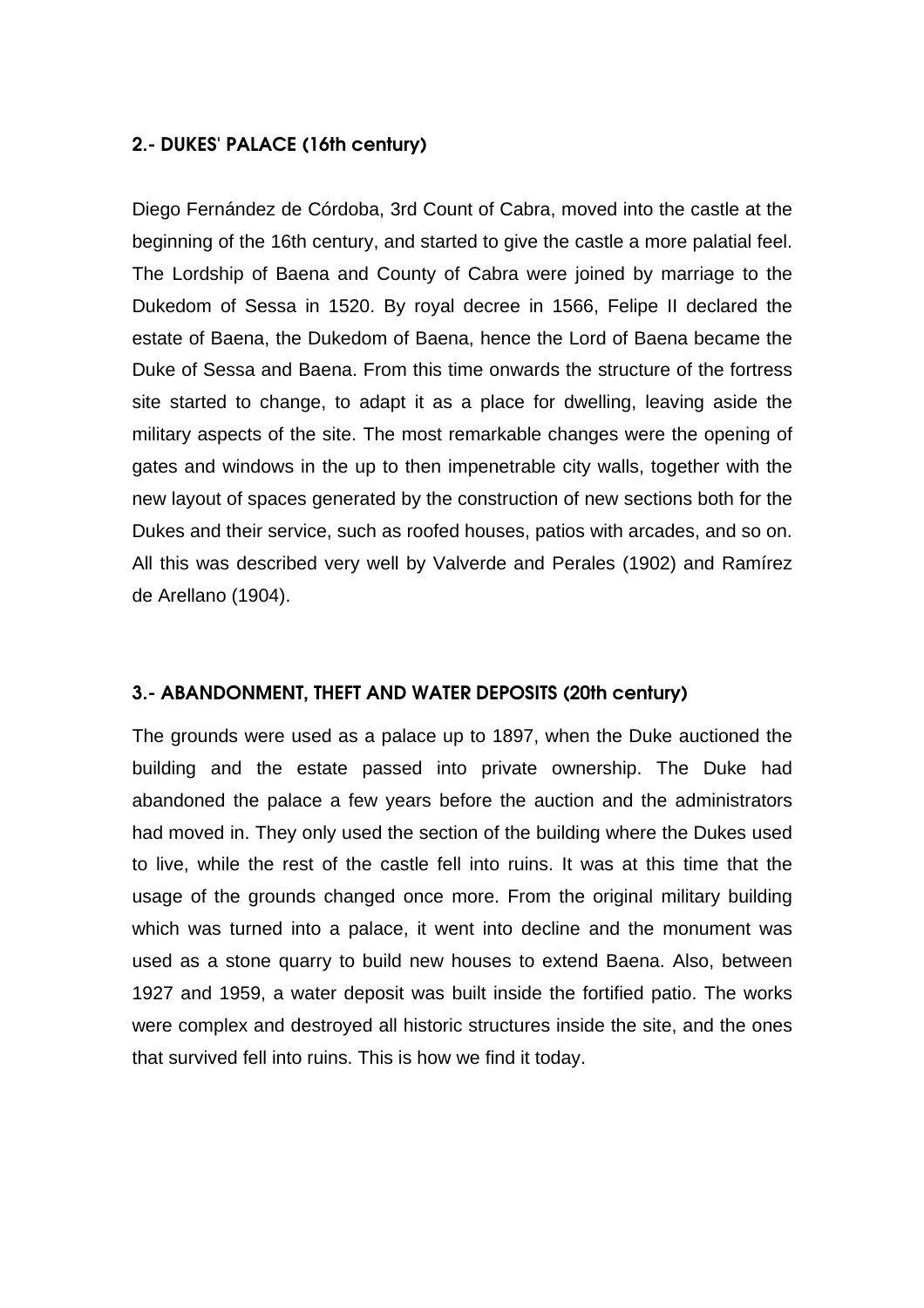## 2.- DUKES' PALACE (16th century)

Diego Fernández de Córdoba, 3rd Count of Cabra, moved into the castle at the beginning of the 16th century, and started to give the castle a more palatial feel. The Lordship of Baena and County of Cabra were joined by marriage to the Dukedom of Sessa in 1520. By royal decree in 1566, Felipe II declared the estate of Baena, the Dukedom of Baena, hence the Lord of Baena became the Duke of Sessa and Baena. From this time onwards the structure of the fortress site started to change, to adapt it as a place for dwelling, leaving aside the military aspects of the site. The most remarkable changes were the opening of gates and windows in the up to then impenetrable city walls, together with the new layout of spaces generated by the construction of new sections both for the Dukes and their service, such as roofed houses, patios with arcades, and so on. All this was described very well by Valverde and Perales (1902) and Ramírez de Arellano (1904).

## 3.- ABANDONMENT, THEFT AND WATER DEPOSITS (20th century)

The grounds were used as a palace up to 1897, when the Duke auctioned the building and the estate passed into private ownership. The Duke had abandoned the palace a few years before the auction and the administrators had moved in. They only used the section of the building where the Dukes used to live, while the rest of the castle fell into ruins. It was at this time that the usage of the grounds changed once more. From the original military building which was turned into a palace, it went into decline and the monument was used as a stone quarry to build new houses to extend Baena. Also, between 1927 and 1959, a water deposit was built inside the fortified patio. The works were complex and destroyed all historic structures inside the site, and the ones that survived fell into ruins. This is how we find it today.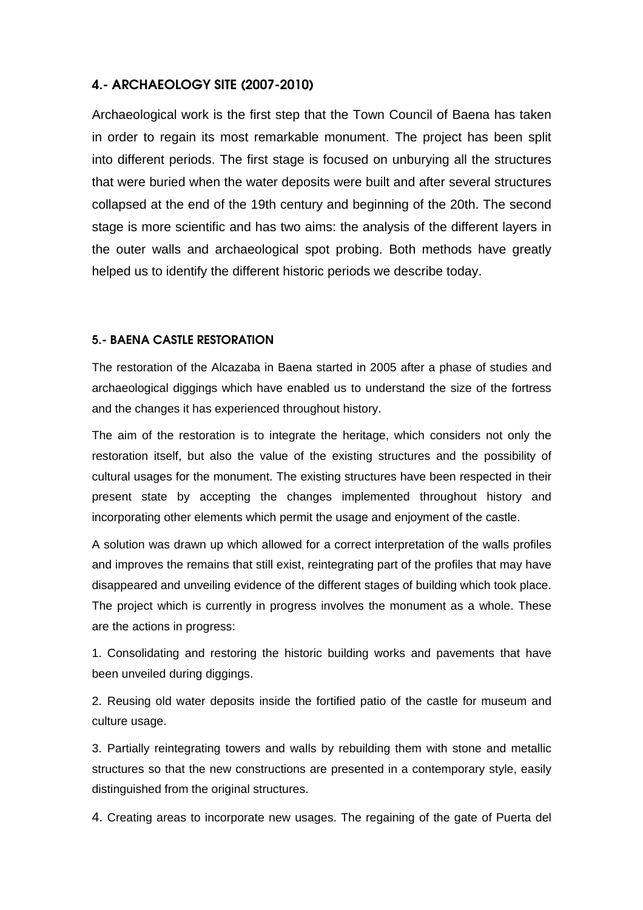## 4.- ARCHAEOLOGY SITE (2007-2010)

Archaeological work is the first step that the Town Council of Baena has taken in order to regain its most remarkable monument. The project has been split into different periods. The first stage is focused on unburying all the structures that were buried when the water deposits were built and after several structures collapsed at the end of the 19th century and beginning of the 20th. The second stage is more scientific and has two aims: the analysis of the different layers in the outer walls and archaeological spot probing. Both methods have greatly helped us to identify the different historic periods we describe today.

## 5.- BAENA CASTLE RESTORATION

The restoration of the Alcazaba in Baena started in 2005 after a phase of studies and archaeological diggings which have enabled us to understand the size of the fortress and the changes it has experienced throughout history.

The aim of the restoration is to integrate the heritage, which considers not only the restoration itself, but also the value of the existing structures and the possibility of cultural usages for the monument. The existing structures have been respected in their present state by accepting the changes implemented throughout history and incorporating other elements which permit the usage and enjoyment of the castle.

A solution was drawn up which allowed for a correct interpretation of the walls profiles and improves the remains that still exist, reintegrating part of the profiles that may have disappeared and unveiling evidence of the different stages of building which took place. The project which is currently in progress involves the monument as a whole. These are the actions in progress:

1. Consolidating and restoring the historic building works and pavements that have been unveiled during diggings.

2. Reusing old water deposits inside the fortified patio of the castle for museum and culture usage.

3. Partially reintegrating towers and walls by rebuilding them with stone and metallic structures so that the new constructions are presented in a contemporary style, easily distinguished from the original structures.

4. Creating areas to incorporate new usages. The regaining of the gate of Puerta del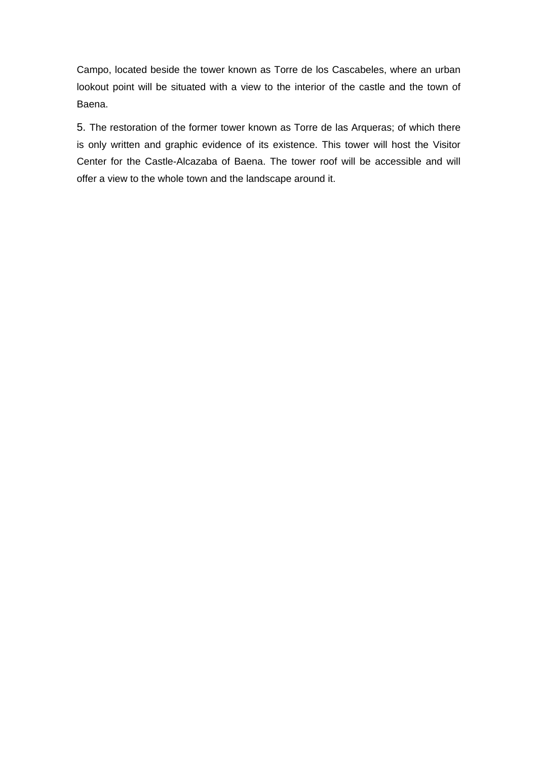Campo, located beside the tower known as Torre de los Cascabeles, where an urban lookout point will be situated with a view to the interior of the castle and the town of Baena.

5. The restoration of the former tower known as Torre de las Arqueras; of which there is only written and graphic evidence of its existence. This tower will host the Visitor Center for the Castle-Alcazaba of Baena. The tower roof will be accessible and will offer a view to the whole town and the landscape around it.